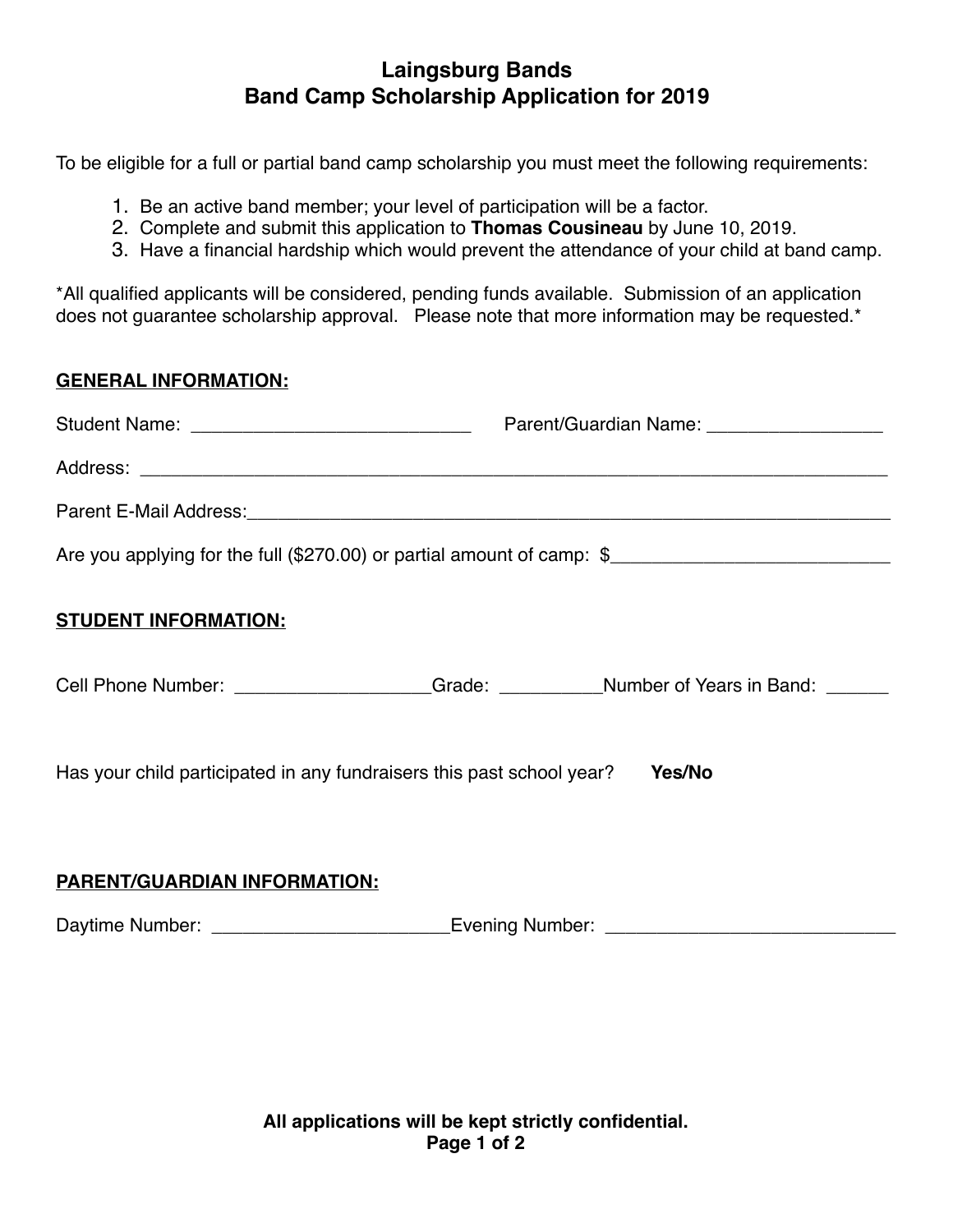# Laingsburg Bands
## Band Camp Scholarship Application for 2019

To be eligible for a full or partial band camp scholarship you must meet the following requirements:

1. Be an active band member; your level of participation will be a factor.
2. Complete and submit this application to **Thomas Cousineau** by June 10, 2019.
3. Have a financial hardship which would prevent the attendance of your child at band camp.

*All qualified applicants will be considered, pending funds available. Submission of an application does not guarantee scholarship approval. Please note that more information may be requested.*

**GENERAL INFORMATION:**

Student Name: ___________________________ Parent/Guardian Name: _________________

Address: ___________________________________________________________________________

Parent E-Mail Address:_______________________________________________________________

Are you applying for the full ($270.00) or partial amount of camp: $___________________________

**STUDENT INFORMATION:**

Cell Phone Number: ___________________Grade: __________Number of Years in Band: ______

Has your child participated in any fundraisers this past school year? **Yes/No**

**PARENT/GUARDIAN INFORMATION:**

Daytime Number: _______________________Evening Number: ____________________________

**All applications will be kept strictly confidential.**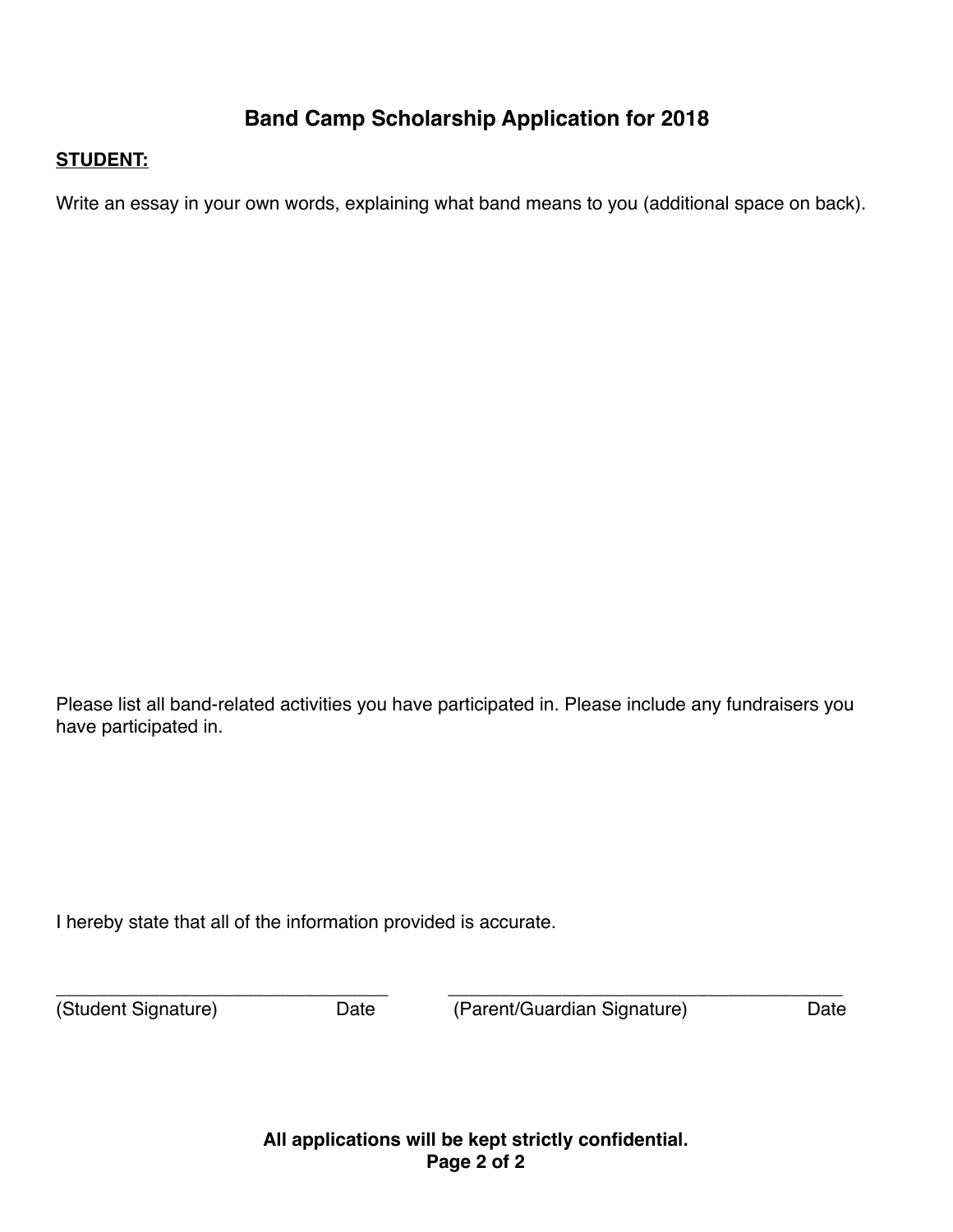## Band Camp Scholarship Application for 2018

**STUDENT:**

Write an essay in your own words, explaining what band means to you (additional space on back).

Please list all band-related activities you have participated in. Please include any fundraisers you have participated in.

I hereby state that all of the information provided is accurate.

| | |
|---|---|
| ______________________________ | ______________________________ |
| (Student Signature) Date | (Parent/Guardian Signature) Date |

**All applications will be kept strictly confidential.**